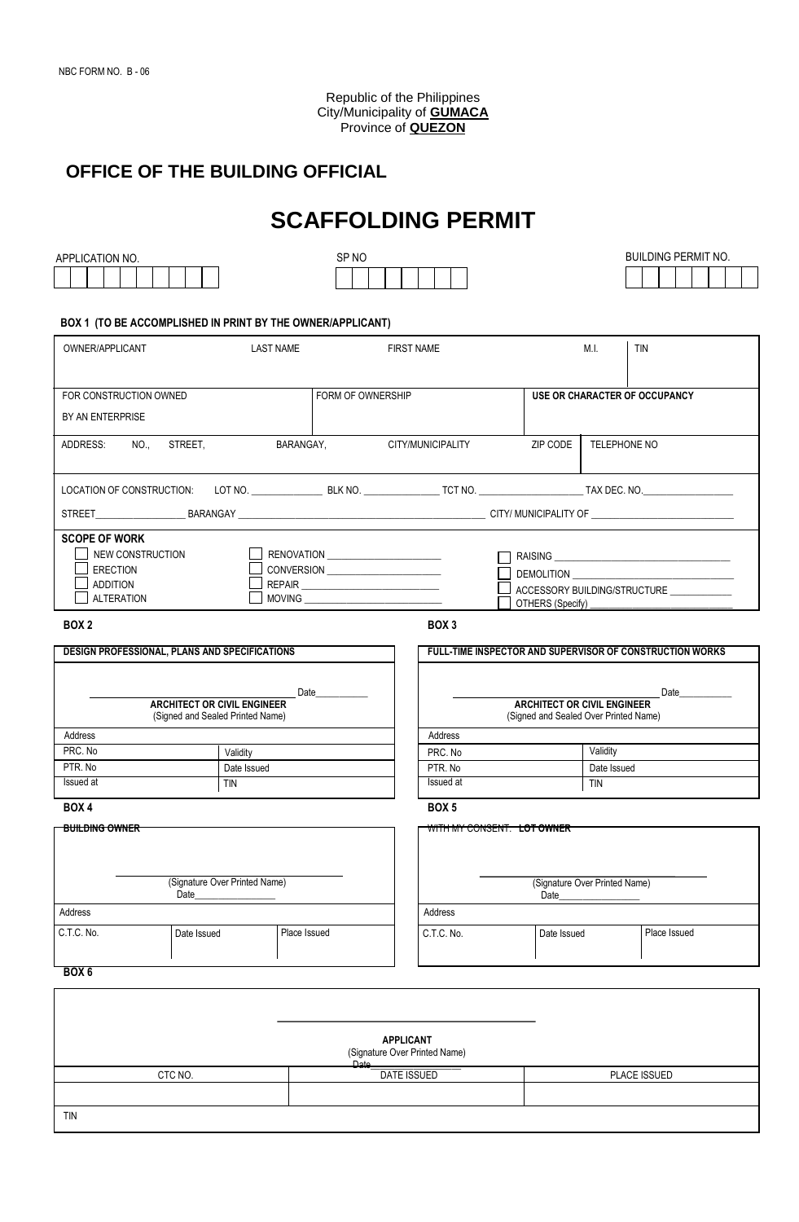NBC FORM NO. B - 06

Republic of the Philippines
City/Municipality of **GUMACA**
Province of **QUEZON**

## OFFICE OF THE BUILDING OFFICIAL

# SCAFFOLDING PERMIT

| APPLICATION NO. | SP NO | BUILDING PERMIT NO. |
|---|---|---|
| | | |

**BOX 1 (TO BE ACCOMPLISHED IN PRINT BY THE OWNER/APPLICANT)**

| OWNER/APPLICANT | LAST NAME | FIRST NAME | M.I. | TIN |
|---|---|---|---|---|
| | | | | |

| FOR CONSTRUCTION OWNED BY AN ENTERPRISE | FORM OF OWNERSHIP | **USE OR CHARACTER OF OCCUPANCY** |
|---|---|---|
| | | |

| ADDRESS: NO., STREET, BARANGAY, CITY/MUNICIPALITY | ZIP CODE | TELEPHONE NO |
|---|---|---|
| | | |

LOCATION OF CONSTRUCTION: LOT NO. _______________ BLK NO. _______________ TCT NO. _____________________ TAX DEC. NO.__________________

STREET__________________ BARANGAY ____________________________________________________ CITY/ MUNICIPALITY OF _____________________________

**SCOPE OF WORK**

- ☐ NEW CONSTRUCTION
- ☐ ERECTION
- ☐ ADDITION
- ☐ ALTERATION
- ☐ RENOVATION ______________________
- ☐ CONVERSION ______________________
- ☐ REPAIR ___________________________
- ☐ MOVING ___________________________
- ☐ RAISING ____________________________________
- ☐ DEMOLITION _________________________________
- ☐ ACCESSORY BUILDING/STRUCTURE ____________
- ☐ OTHERS (Specify) _____________________________

**BOX 2**

**DESIGN PROFESSIONAL, PLANS AND SPECIFICATIONS**

_______________________________________ Date___________
**ARCHITECT OR CIVIL ENGINEER**
(Signed and Sealed Printed Name)

| Address | |
|---|---|
| PRC. No | Validity |
| PTR. No | Date Issued |
| Issued at | TIN |

**BOX 3**

**FULL-TIME INSPECTOR AND SUPERVISOR OF CONSTRUCTION WORKS**

_______________________________________ Date___________
**ARCHITECT OR CIVIL ENGINEER**
(Signed and Sealed Over Printed Name)

| Address | |
|---|---|
| PRC. No | Validity |
| PTR. No | Date Issued |
| Issued at | TIN |

**BOX 4**

~~**BUILDING OWNER**~~

_______________________________________
(Signature Over Printed Name)
Date________________

| Address | | |
|---|---|---|
| C.T.C. No. | Date Issued | Place Issued |

**BOX 5**

~~WITH MY CONSENT: **LOT OWNER**~~

_______________________________________
(Signature Over Printed Name)
Date________________

| Address | | |
|---|---|---|
| C.T.C. No. | Date Issued | Place Issued |

**BOX 6**

_______________________________________
**APPLICANT**
(Signature Over Printed Name)
Date____________________

| CTC NO. | DATE ISSUED | PLACE ISSUED |
|---|---|---|
| | | |
| TIN | | |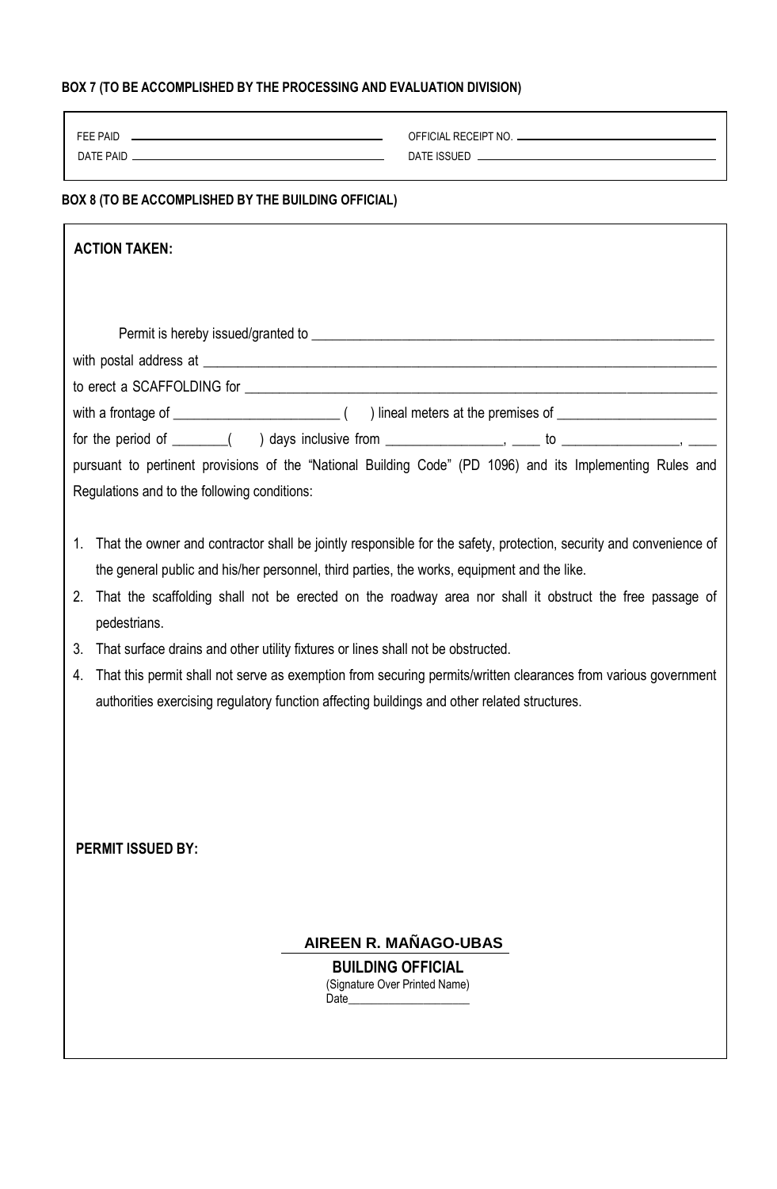**BOX 7 (TO BE ACCOMPLISHED BY THE PROCESSING AND EVALUATION DIVISION)**

| | |
|---|---|
| FEE PAID ______________________________ | OFFICIAL RECEIPT NO. ______________________________ |
| DATE PAID ______________________________ | DATE ISSUED ______________________________ |

**BOX 8 (TO BE ACCOMPLISHED BY THE BUILDING OFFICIAL)**

**ACTION TAKEN:**

Permit is hereby issued/granted to ____________________________________________________________
with postal address at ______________________________________________________________________
to erect a SCAFFOLDING for _________________________________________________________________
with a frontage of _______________________ (    ) lineal meters at the premises of _______________________
for the period of ________(    ) days inclusive from ________________, ____ to ________________, ____
pursuant to pertinent provisions of the "National Building Code" (PD 1096) and its Implementing Rules and Regulations and to the following conditions:

1. That the owner and contractor shall be jointly responsible for the safety, protection, security and convenience of the general public and his/her personnel, third parties, the works, equipment and the like.
2. That the scaffolding shall not be erected on the roadway area nor shall it obstruct the free passage of pedestrians.
3. That surface drains and other utility fixtures or lines shall not be obstructed.
4. That this permit shall not serve as exemption from securing permits/written clearances from various government authorities exercising regulatory function affecting buildings and other related structures.

**PERMIT ISSUED BY:**

**AIREEN R. MAÑAGO-UBAS**

**BUILDING OFFICIAL**

(Signature Over Printed Name)

Date____________________